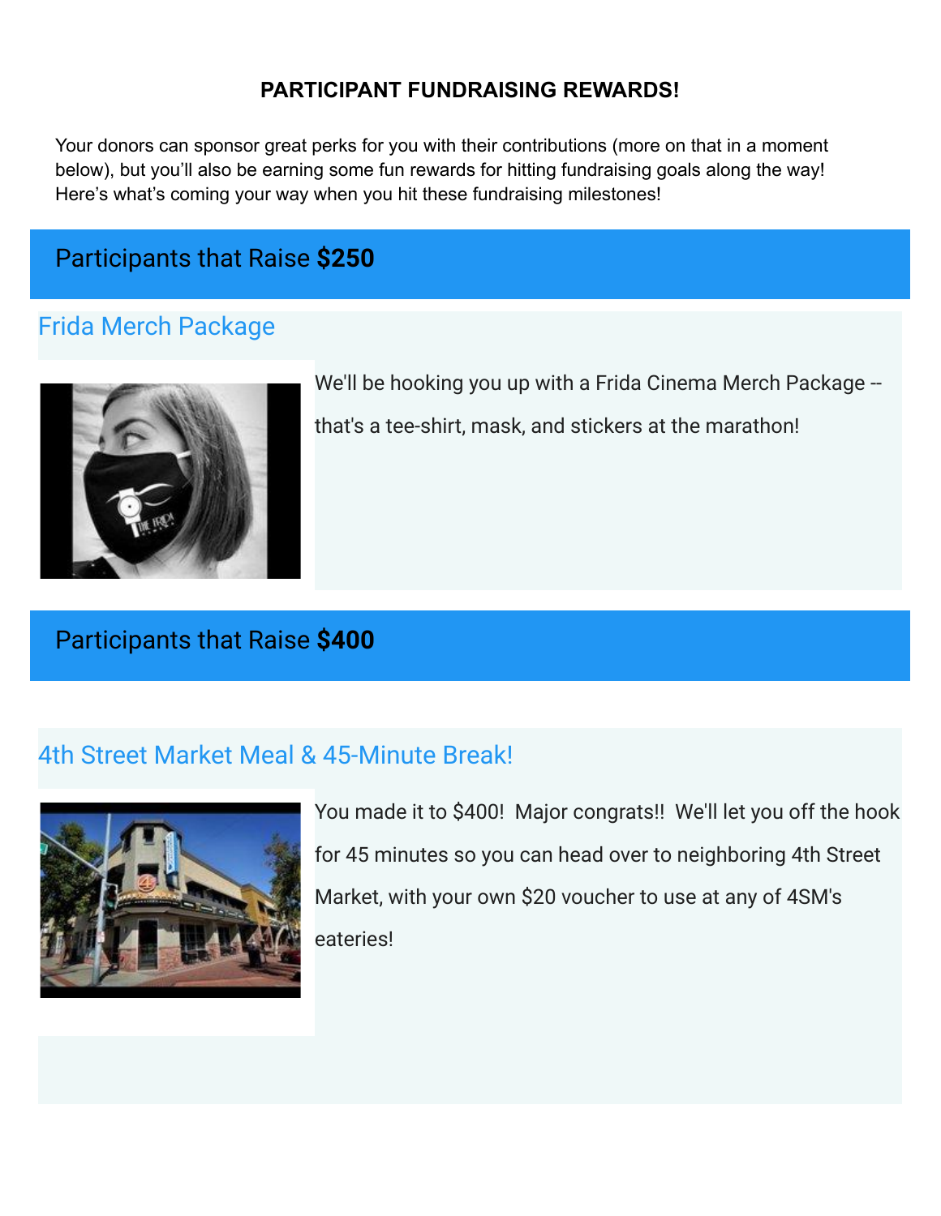# PARTICIPANT FUNDRAISING REWARDS!

Your donors can sponsor great perks for you with their contributions (more on that in a moment below), but you'll also be earning some fun rewards for hitting fundraising goals along the way! Here's what's coming your way when you hit these fundraising milestones!

## Participants that Raise **$250**

### Frida Merch Package

We'll be hooking you up with a Frida Cinema Merch Package -- that's a tee-shirt, mask, and stickers at the marathon!

## Participants that Raise **$400**

### 4th Street Market Meal & 45-Minute Break!

You made it to $400! Major congrats!! We'll let you off the hook for 45 minutes so you can head over to neighboring 4th Street Market, with your own $20 voucher to use at any of 4SM's eateries!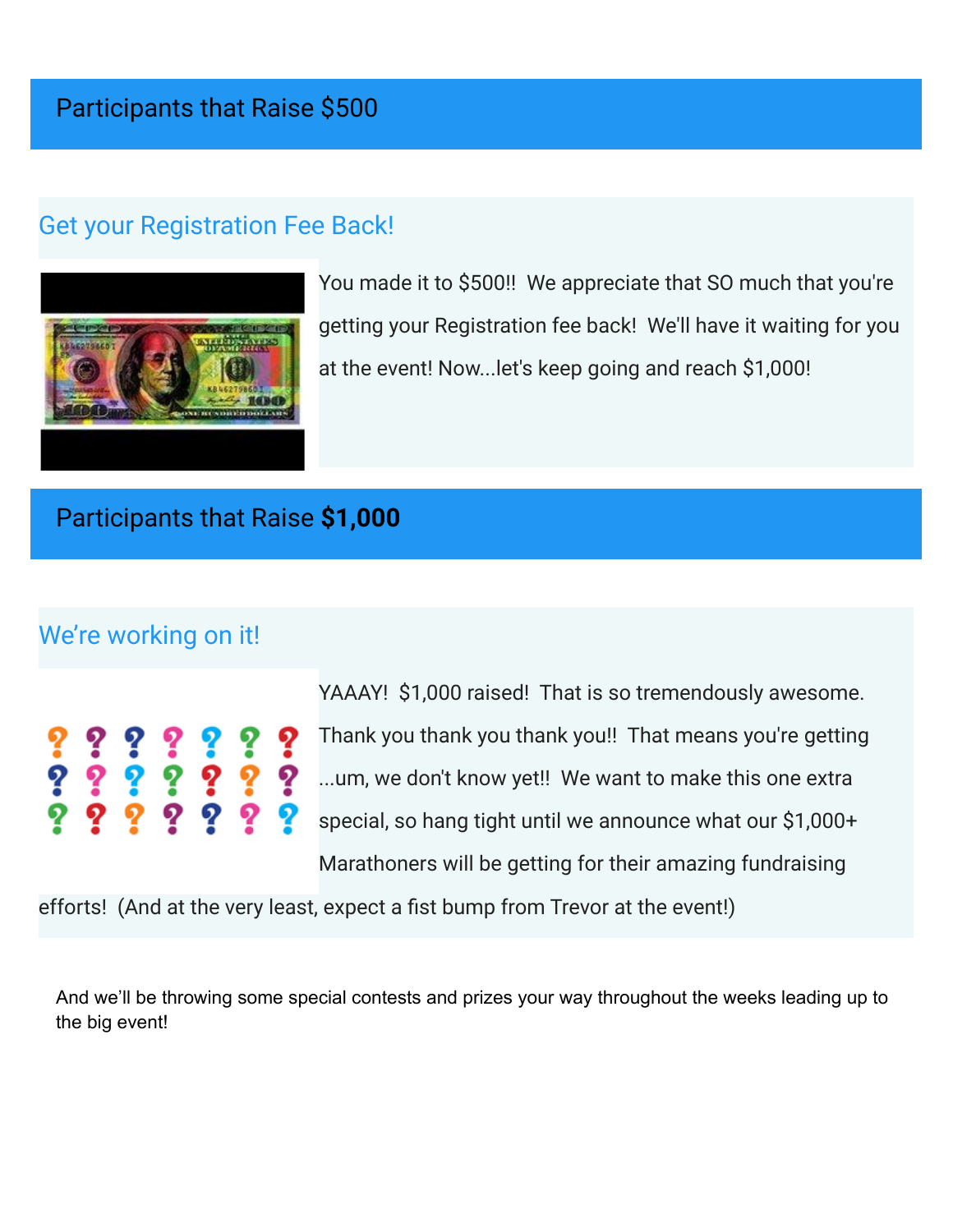## Participants that Raise $500

### Get your Registration Fee Back!

You made it to $500!! We appreciate that SO much that you're getting your Registration fee back! We'll have it waiting for you at the event! Now...let's keep going and reach $1,000!

## Participants that Raise **$1,000**

### We're working on it!

YAAAY! $1,000 raised! That is so tremendously awesome. Thank you thank you thank you!! That means you're getting ...um, we don't know yet!! We want to make this one extra special, so hang tight until we announce what our $1,000+ Marathoners will be getting for their amazing fundraising efforts! (And at the very least, expect a fist bump from Trevor at the event!)

And we'll be throwing some special contests and prizes your way throughout the weeks leading up to the big event!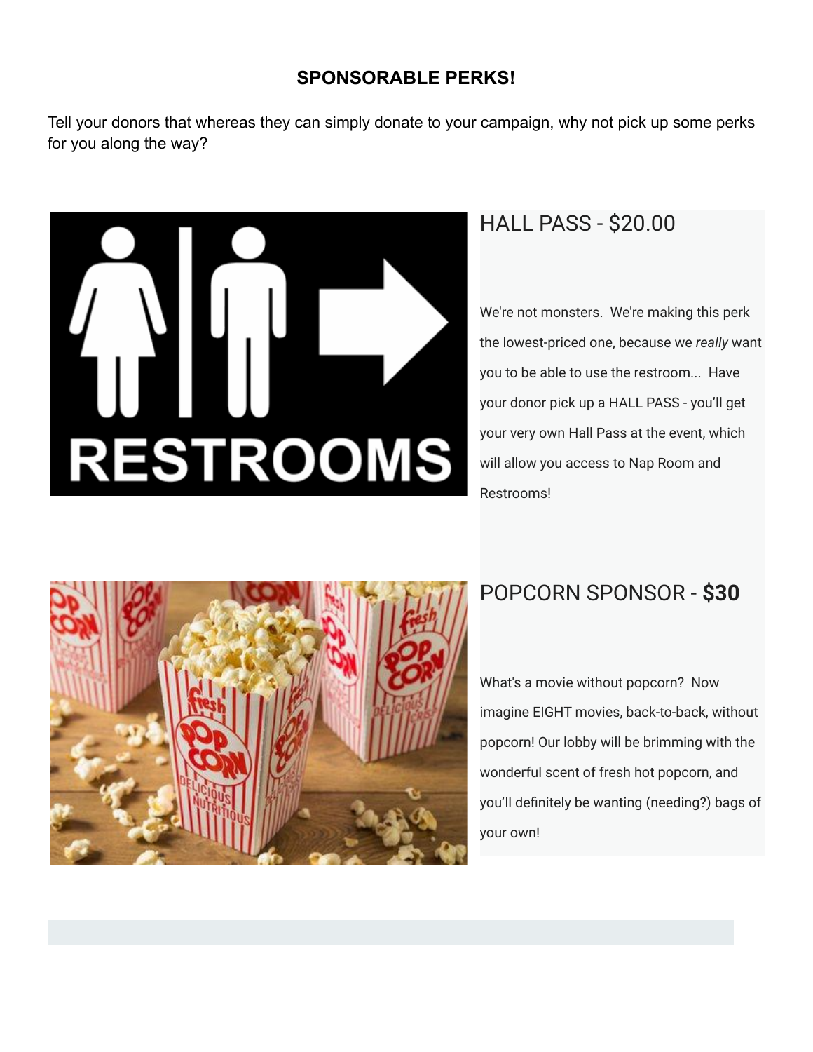## SPONSORABLE PERKS!

Tell your donors that whereas they can simply donate to your campaign, why not pick up some perks for you along the way?

### HALL PASS - $20.00

We're not monsters. We're making this perk the lowest-priced one, because we *really* want you to be able to use the restroom... Have your donor pick up a HALL PASS - you'll get your very own Hall Pass at the event, which will allow you access to Nap Room and Restrooms!

### POPCORN SPONSOR - **$30**

What's a movie without popcorn? Now imagine EIGHT movies, back-to-back, without popcorn! Our lobby will be brimming with the wonderful scent of fresh hot popcorn, and you'll definitely be wanting (needing?) bags of your own!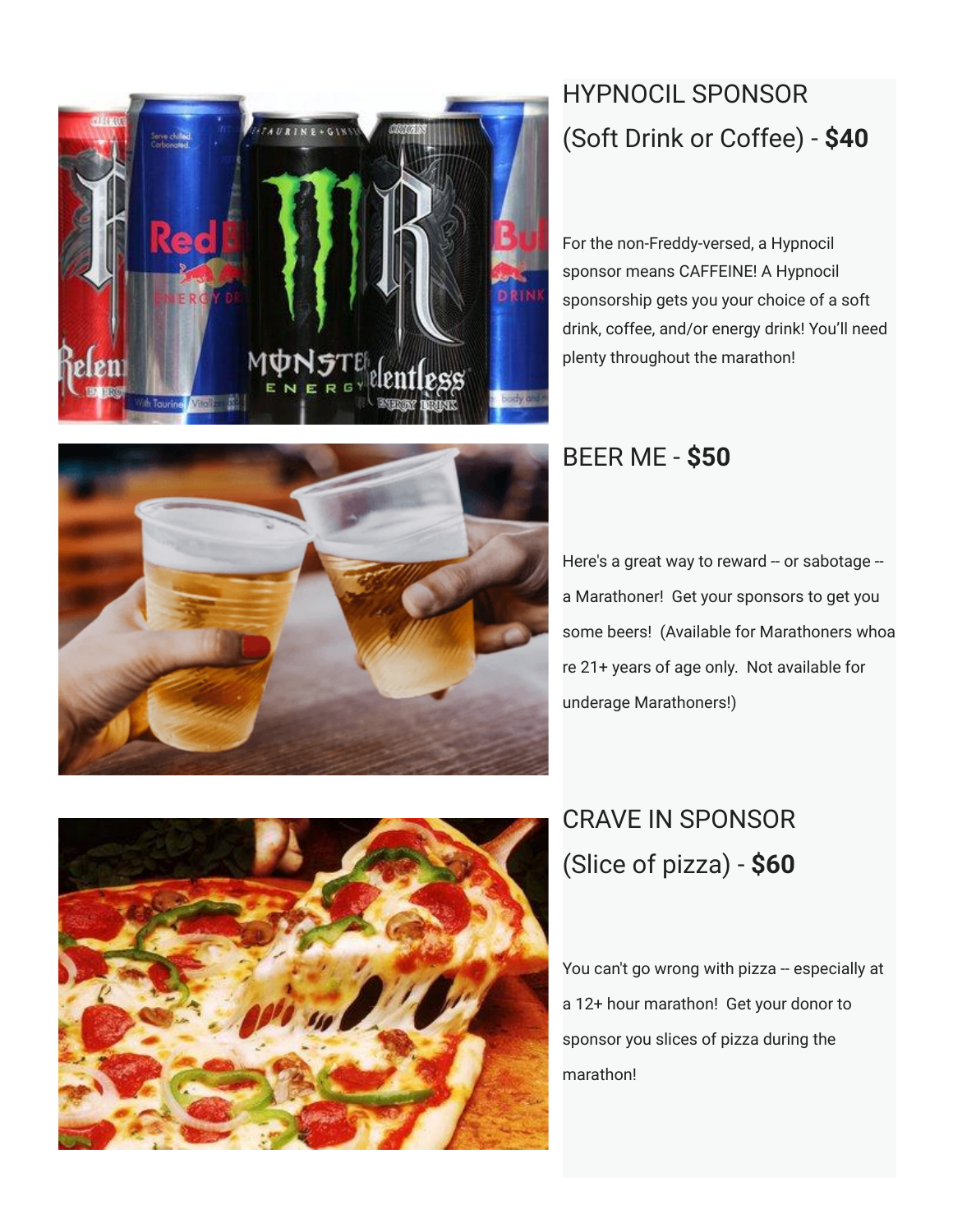## HYPNOCIL SPONSOR (Soft Drink or Coffee) - **$40**

For the non-Freddy-versed, a Hypnocil sponsor means CAFFEINE! A Hypnocil sponsorship gets you your choice of a soft drink, coffee, and/or energy drink! You'll need plenty throughout the marathon!

## BEER ME - **$50**

Here's a great way to reward -- or sabotage -- a Marathoner! Get your sponsors to get you some beers! (Available for Marathoners whoa re 21+ years of age only. Not available for underage Marathoners!)

## CRAVE IN SPONSOR (Slice of pizza) - **$60**

You can't go wrong with pizza -- especially at a 12+ hour marathon! Get your donor to sponsor you slices of pizza during the marathon!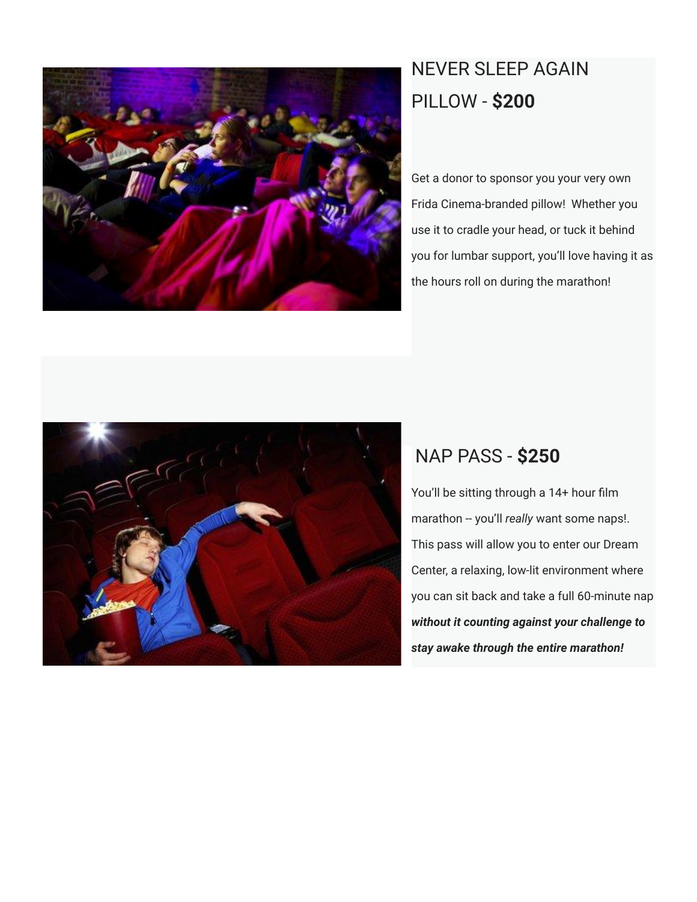## NEVER SLEEP AGAIN PILLOW - **$200**

Get a donor to sponsor you your very own Frida Cinema-branded pillow! Whether you use it to cradle your head, or tuck it behind you for lumbar support, you'll love having it as the hours roll on during the marathon!

## NAP PASS - **$250**

You'll be sitting through a 14+ hour film marathon -- you'll *really* want some naps!. This pass will allow you to enter our Dream Center, a relaxing, low-lit environment where you can sit back and take a full 60-minute nap ***without it counting against your challenge to stay awake through the entire marathon!***